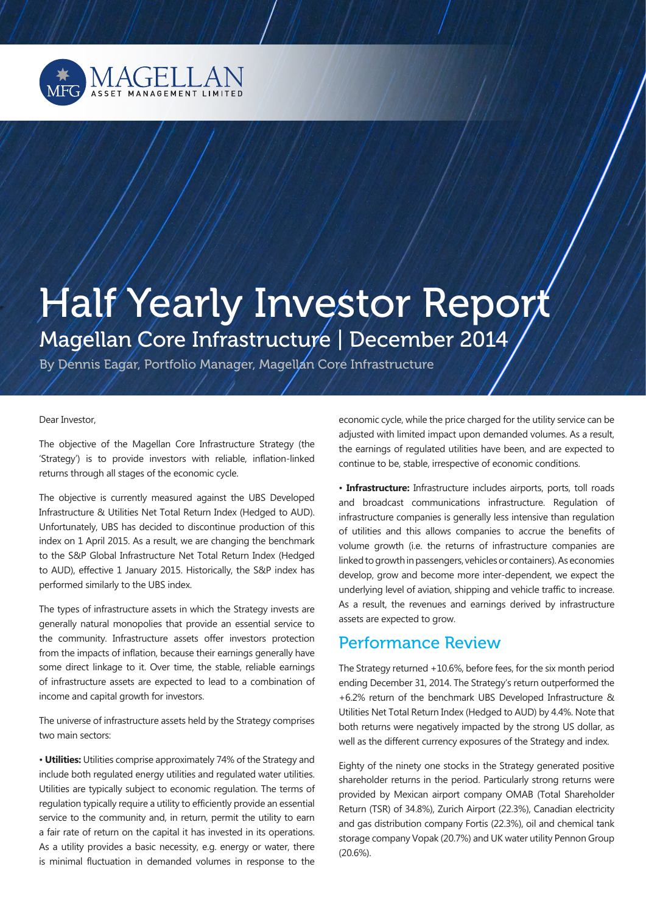MAGELLAN ASSET MANAGEMENT LIMITED

# Half Yearly Investor Report

## Magellan Core Infrastructure | December 2014

By Dennis Eagar, Portfolio Manager, Magellan Core Infrastructure

Dear Investor,

The objective of the Magellan Core Infrastructure Strategy (the 'Strategy') is to provide investors with reliable, inflation-linked returns through all stages of the economic cycle.

The objective is currently measured against the UBS Developed Infrastructure & Utilities Net Total Return Index (Hedged to AUD). Unfortunately, UBS has decided to discontinue production of this index on 1 April 2015. As a result, we are changing the benchmark to the S&P Global Infrastructure Net Total Return Index (Hedged to AUD), effective 1 January 2015. Historically, the S&P index has performed similarly to the UBS index.

The types of infrastructure assets in which the Strategy invests are generally natural monopolies that provide an essential service to the community. Infrastructure assets offer investors protection from the impacts of inflation, because their earnings generally have some direct linkage to it. Over time, the stable, reliable earnings of infrastructure assets are expected to lead to a combination of income and capital growth for investors.

The universe of infrastructure assets held by the Strategy comprises two main sectors:

- **Utilities:** Utilities comprise approximately 74% of the Strategy and include both regulated energy utilities and regulated water utilities. Utilities are typically subject to economic regulation. The terms of regulation typically require a utility to efficiently provide an essential service to the community and, in return, permit the utility to earn a fair rate of return on the capital it has invested in its operations. As a utility provides a basic necessity, e.g. energy or water, there is minimal fluctuation in demanded volumes in response to the economic cycle, while the price charged for the utility service can be adjusted with limited impact upon demanded volumes. As a result, the earnings of regulated utilities have been, and are expected to continue to be, stable, irrespective of economic conditions.

- **Infrastructure:** Infrastructure includes airports, ports, toll roads and broadcast communications infrastructure. Regulation of infrastructure companies is generally less intensive than regulation of utilities and this allows companies to accrue the benefits of volume growth (i.e. the returns of infrastructure companies are linked to growth in passengers, vehicles or containers). As economies develop, grow and become more inter-dependent, we expect the underlying level of aviation, shipping and vehicle traffic to increase. As a result, the revenues and earnings derived by infrastructure assets are expected to grow.

## Performance Review

The Strategy returned +10.6%, before fees, for the six month period ending December 31, 2014. The Strategy's return outperformed the +6.2% return of the benchmark UBS Developed Infrastructure & Utilities Net Total Return Index (Hedged to AUD) by 4.4%. Note that both returns were negatively impacted by the strong US dollar, as well as the different currency exposures of the Strategy and index.

Eighty of the ninety one stocks in the Strategy generated positive shareholder returns in the period. Particularly strong returns were provided by Mexican airport company OMAB (Total Shareholder Return (TSR) of 34.8%), Zurich Airport (22.3%), Canadian electricity and gas distribution company Fortis (22.3%), oil and chemical tank storage company Vopak (20.7%) and UK water utility Pennon Group (20.6%).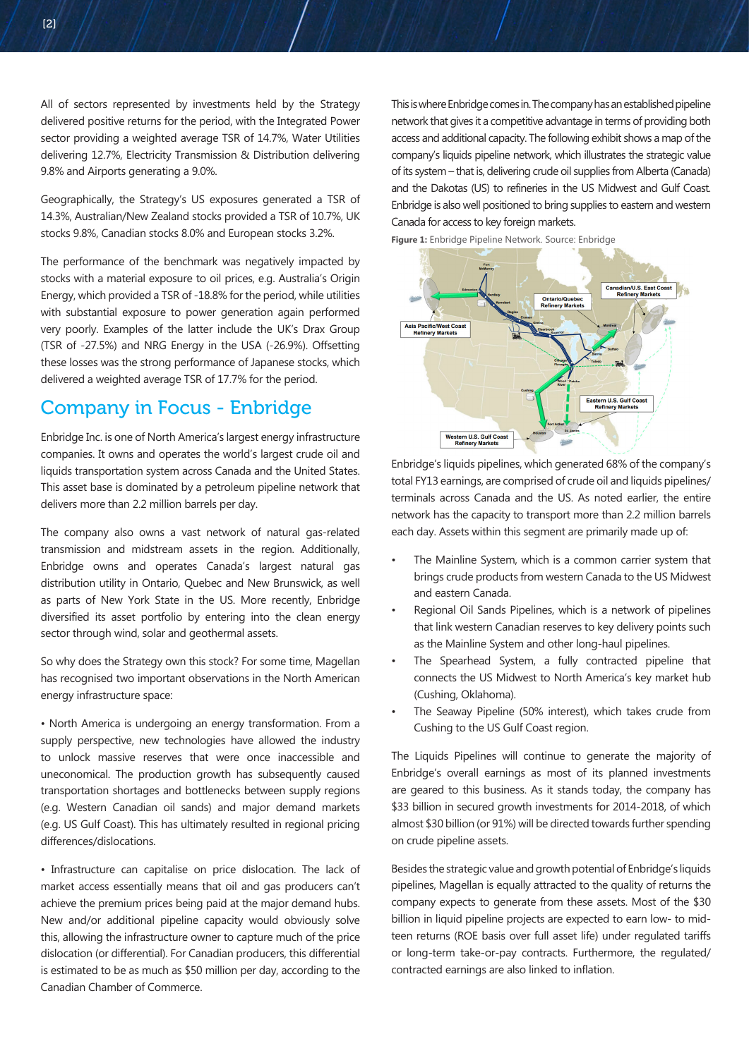All of sectors represented by investments held by the Strategy delivered positive returns for the period, with the Integrated Power sector providing a weighted average TSR of 14.7%, Water Utilities delivering 12.7%, Electricity Transmission & Distribution delivering 9.8% and Airports generating a 9.0%.

Geographically, the Strategy's US exposures generated a TSR of 14.3%, Australian/New Zealand stocks provided a TSR of 10.7%, UK stocks 9.8%, Canadian stocks 8.0% and European stocks 3.2%.

The performance of the benchmark was negatively impacted by stocks with a material exposure to oil prices, e.g. Australia's Origin Energy, which provided a TSR of -18.8% for the period, while utilities with substantial exposure to power generation again performed very poorly. Examples of the latter include the UK's Drax Group (TSR of -27.5%) and NRG Energy in the USA (-26.9%). Offsetting these losses was the strong performance of Japanese stocks, which delivered a weighted average TSR of 17.7% for the period.

## Company in Focus - Enbridge

Enbridge Inc. is one of North America's largest energy infrastructure companies. It owns and operates the world's largest crude oil and liquids transportation system across Canada and the United States. This asset base is dominated by a petroleum pipeline network that delivers more than 2.2 million barrels per day.

The company also owns a vast network of natural gas-related transmission and midstream assets in the region. Additionally, Enbridge owns and operates Canada's largest natural gas distribution utility in Ontario, Quebec and New Brunswick, as well as parts of New York State in the US. More recently, Enbridge diversified its asset portfolio by entering into the clean energy sector through wind, solar and geothermal assets.

So why does the Strategy own this stock? For some time, Magellan has recognised two important observations in the North American energy infrastructure space:

- North America is undergoing an energy transformation. From a supply perspective, new technologies have allowed the industry to unlock massive reserves that were once inaccessible and uneconomical. The production growth has subsequently caused transportation shortages and bottlenecks between supply regions (e.g. Western Canadian oil sands) and major demand markets (e.g. US Gulf Coast). This has ultimately resulted in regional pricing differences/dislocations.

- Infrastructure can capitalise on price dislocation. The lack of market access essentially means that oil and gas producers can't achieve the premium prices being paid at the major demand hubs. New and/or additional pipeline capacity would obviously solve this, allowing the infrastructure owner to capture much of the price dislocation (or differential). For Canadian producers, this differential is estimated to be as much as $50 million per day, according to the Canadian Chamber of Commerce.

This is where Enbridge comes in. The company has an established pipeline network that gives it a competitive advantage in terms of providing both access and additional capacity. The following exhibit shows a map of the company's liquids pipeline network, which illustrates the strategic value of its system – that is, delivering crude oil supplies from Alberta (Canada) and the Dakotas (US) to refineries in the US Midwest and Gulf Coast. Enbridge is also well positioned to bring supplies to eastern and western Canada for access to key foreign markets.

**Figure 1:** Enbridge Pipeline Network. Source: Enbridge

Enbridge's liquids pipelines, which generated 68% of the company's total FY13 earnings, are comprised of crude oil and liquids pipelines/terminals across Canada and the US. As noted earlier, the entire network has the capacity to transport more than 2.2 million barrels each day. Assets within this segment are primarily made up of:

- The Mainline System, which is a common carrier system that brings crude products from western Canada to the US Midwest and eastern Canada.
- Regional Oil Sands Pipelines, which is a network of pipelines that link western Canadian reserves to key delivery points such as the Mainline System and other long-haul pipelines.
- The Spearhead System, a fully contracted pipeline that connects the US Midwest to North America's key market hub (Cushing, Oklahoma).
- The Seaway Pipeline (50% interest), which takes crude from Cushing to the US Gulf Coast region.

The Liquids Pipelines will continue to generate the majority of Enbridge's overall earnings as most of its planned investments are geared to this business. As it stands today, the company has $33 billion in secured growth investments for 2014-2018, of which almost $30 billion (or 91%) will be directed towards further spending on crude pipeline assets.

Besides the strategic value and growth potential of Enbridge's liquids pipelines, Magellan is equally attracted to the quality of returns the company expects to generate from these assets. Most of the $30 billion in liquid pipeline projects are expected to earn low- to mid-teen returns (ROE basis over full asset life) under regulated tariffs or long-term take-or-pay contracts. Furthermore, the regulated/contracted earnings are also linked to inflation.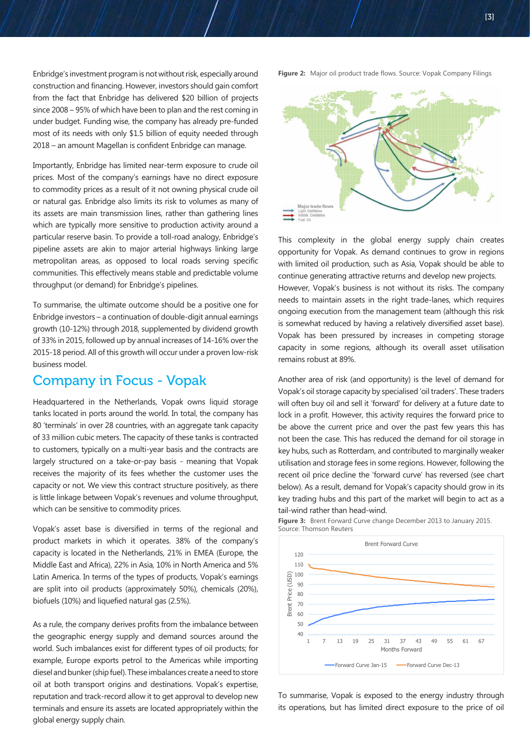Enbridge's investment program is not without risk, especially around construction and financing. However, investors should gain comfort from the fact that Enbridge has delivered $20 billion of projects since 2008 – 95% of which have been to plan and the rest coming in under budget. Funding wise, the company has already pre-funded most of its needs with only $1.5 billion of equity needed through 2018 – an amount Magellan is confident Enbridge can manage.

Importantly, Enbridge has limited near-term exposure to crude oil prices. Most of the company's earnings have no direct exposure to commodity prices as a result of it not owning physical crude oil or natural gas. Enbridge also limits its risk to volumes as many of its assets are main transmission lines, rather than gathering lines which are typically more sensitive to production activity around a particular reserve basin. To provide a toll-road analogy, Enbridge's pipeline assets are akin to major arterial highways linking large metropolitan areas, as opposed to local roads serving specific communities. This effectively means stable and predictable volume throughput (or demand) for Enbridge's pipelines.

To summarise, the ultimate outcome should be a positive one for Enbridge investors – a continuation of double-digit annual earnings growth (10-12%) through 2018, supplemented by dividend growth of 33% in 2015, followed up by annual increases of 14-16% over the 2015-18 period. All of this growth will occur under a proven low-risk business model.

## Company in Focus - Vopak

Headquartered in the Netherlands, Vopak owns liquid storage tanks located in ports around the world. In total, the company has 80 'terminals' in over 28 countries, with an aggregate tank capacity of 33 million cubic meters. The capacity of these tanks is contracted to customers, typically on a multi-year basis and the contracts are largely structured on a take-or-pay basis - meaning that Vopak receives the majority of its fees whether the customer uses the capacity or not. We view this contract structure positively, as there is little linkage between Vopak's revenues and volume throughput, which can be sensitive to commodity prices.

Vopak's asset base is diversified in terms of the regional and product markets in which it operates. 38% of the company's capacity is located in the Netherlands, 21% in EMEA (Europe, the Middle East and Africa), 22% in Asia, 10% in North America and 5% Latin America. In terms of the types of products, Vopak's earnings are split into oil products (approximately 50%), chemicals (20%), biofuels (10%) and liquefied natural gas (2.5%).

As a rule, the company derives profits from the imbalance between the geographic energy supply and demand sources around the world. Such imbalances exist for different types of oil products; for example, Europe exports petrol to the Americas while importing diesel and bunker (ship fuel). These imbalances create a need to store oil at both transport origins and destinations. Vopak's expertise, reputation and track-record allow it to get approval to develop new terminals and ensure its assets are located appropriately within the global energy supply chain.

**Figure 2:** Major oil product trade flows. Source: Vopak Company Filings

This complexity in the global energy supply chain creates opportunity for Vopak. As demand continues to grow in regions with limited oil production, such as Asia, Vopak should be able to continue generating attractive returns and develop new projects. However, Vopak's business is not without its risks. The company needs to maintain assets in the right trade-lanes, which requires ongoing execution from the management team (although this risk is somewhat reduced by having a relatively diversified asset base). Vopak has been pressured by increases in competing storage capacity in some regions, although its overall asset utilisation remains robust at 89%.

Another area of risk (and opportunity) is the level of demand for Vopak's oil storage capacity by specialised 'oil traders'. These traders will often buy oil and sell it 'forward' for delivery at a future date to lock in a profit. However, this activity requires the forward price to be above the current price and over the past few years this has not been the case. This has reduced the demand for oil storage in key hubs, such as Rotterdam, and contributed to marginally weaker utilisation and storage fees in some regions. However, following the recent oil price decline the 'forward curve' has reversed (see chart below). As a result, demand for Vopak's capacity should grow in its key trading hubs and this part of the market will begin to act as a tail-wind rather than head-wind.

**Figure 3:** Brent Forward Curve change December 2013 to January 2015. Source: Thomson Reuters

To summarise, Vopak is exposed to the energy industry through its operations, but has limited direct exposure to the price of oil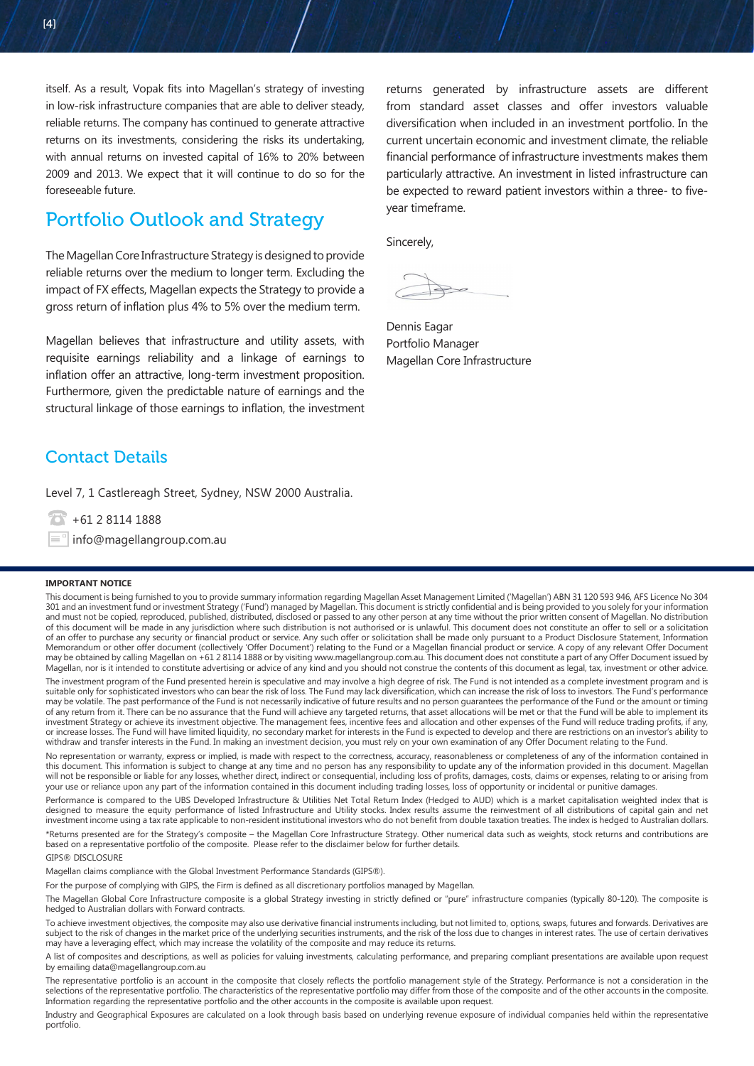itself. As a result, Vopak fits into Magellan's strategy of investing in low-risk infrastructure companies that are able to deliver steady, reliable returns. The company has continued to generate attractive returns on its investments, considering the risks its undertaking, with annual returns on invested capital of 16% to 20% between 2009 and 2013. We expect that it will continue to do so for the foreseeable future.

## Portfolio Outlook and Strategy

The Magellan Core Infrastructure Strategy is designed to provide reliable returns over the medium to longer term. Excluding the impact of FX effects, Magellan expects the Strategy to provide a gross return of inflation plus 4% to 5% over the medium term.

Magellan believes that infrastructure and utility assets, with requisite earnings reliability and a linkage of earnings to inflation offer an attractive, long-term investment proposition. Furthermore, given the predictable nature of earnings and the structural linkage of those earnings to inflation, the investment returns generated by infrastructure assets are different from standard asset classes and offer investors valuable diversification when included in an investment portfolio. In the current uncertain economic and investment climate, the reliable financial performance of infrastructure investments makes them particularly attractive. An investment in listed infrastructure can be expected to reward patient investors within a three- to five-year timeframe.

Sincerely,

Dennis Eagar
Portfolio Manager
Magellan Core Infrastructure

## Contact Details

Level 7, 1 Castlereagh Street, Sydney, NSW 2000 Australia.

+61 2 8114 1888

info@magellangroup.com.au

**IMPORTANT NOTICE**

This document is being furnished to you to provide summary information regarding Magellan Asset Management Limited ('Magellan') ABN 31 120 593 946, AFS Licence No 304 301 and an investment fund or investment Strategy ('Fund') managed by Magellan. This document is strictly confidential and is being provided to you solely for your information and must not be copied, reproduced, published, distributed, disclosed or passed to any other person at any time without the prior written consent of Magellan. No distribution of this document will be made in any jurisdiction where such distribution is not authorised or is unlawful. This document does not constitute an offer to sell or a solicitation of an offer to purchase any security or financial product or service. Any such offer or solicitation shall be made only pursuant to a Product Disclosure Statement, Information Memorandum or other offer document (collectively 'Offer Document') relating to the Fund or a Magellan financial product or service. A copy of any relevant Offer Document may be obtained by calling Magellan on +61 2 8114 1888 or by visiting www.magellangroup.com.au. This document does not constitute a part of any Offer Document issued by Magellan, nor is it intended to constitute advertising or advice of any kind and you should not construe the contents of this document as legal, tax, investment or other advice.

The investment program of the Fund presented herein is speculative and may involve a high degree of risk. The Fund is not intended as a complete investment program and is suitable only for sophisticated investors who can bear the risk of loss. The Fund may lack diversification, which can increase the risk of loss to investors. The Fund's performance may be volatile. The past performance of the Fund is not necessarily indicative of future results and no person guarantees the performance of the Fund or the amount or timing of any return from it. There can be no assurance that the Fund will achieve any targeted returns, that asset allocations will be met or that the Fund will be able to implement its investment Strategy or achieve its investment objective. The management fees, incentive fees and allocation and other expenses of the Fund will reduce trading profits, if any, or increase losses. The Fund will have limited liquidity, no secondary market for interests in the Fund is expected to develop and there are restrictions on an investor's ability to withdraw and transfer interests in the Fund. In making an investment decision, you must rely on your own examination of any Offer Document relating to the Fund.

No representation or warranty, express or implied, is made with respect to the correctness, accuracy, reasonableness or completeness of any of the information contained in this document. This information is subject to change at any time and no person has any responsibility to update any of the information provided in this document. Magellan will not be responsible or liable for any losses, whether direct, indirect or consequential, including loss of profits, damages, costs, claims or expenses, relating to or arising from your use or reliance upon any part of the information contained in this document including trading losses, loss of opportunity or incidental or punitive damages.

Performance is compared to the UBS Developed Infrastructure & Utilities Net Total Return Index (Hedged to AUD) which is a market capitalisation weighted index that is designed to measure the equity performance of listed Infrastructure and Utility stocks. Index results assume the reinvestment of all distributions of capital gain and net investment income using a tax rate applicable to non-resident institutional investors who do not benefit from double taxation treaties. The index is hedged to Australian dollars.

*Returns presented are for the Strategy's composite – the Magellan Core Infrastructure Strategy. Other numerical data such as weights, stock returns and contributions are based on a representative portfolio of the composite. Please refer to the disclaimer below for further details.

GIPS® DISCLOSURE

Magellan claims compliance with the Global Investment Performance Standards (GIPS®).

For the purpose of complying with GIPS, the Firm is defined as all discretionary portfolios managed by Magellan.

The Magellan Global Core Infrastructure composite is a global Strategy investing in strictly defined or "pure" infrastructure companies (typically 80-120). The composite is hedged to Australian dollars with Forward contracts.

To achieve investment objectives, the composite may also use derivative financial instruments including, but not limited to, options, swaps, futures and forwards. Derivatives are subject to the risk of changes in the market price of the underlying securities instruments, and the risk of the loss due to changes in interest rates. The use of certain derivatives may have a leveraging effect, which may increase the volatility of the composite and may reduce its returns.

A list of composites and descriptions, as well as policies for valuing investments, calculating performance, and preparing compliant presentations are available upon request by emailing data@magellangroup.com.au

The representative portfolio is an account in the composite that closely reflects the portfolio management style of the Strategy. Performance is not a consideration in the selections of the representative portfolio. The characteristics of the representative portfolio may differ from those of the composite and of the other accounts in the composite. Information regarding the representative portfolio and the other accounts in the composite is available upon request.

Industry and Geographical Exposures are calculated on a look through basis based on underlying revenue exposure of individual companies held within the representative portfolio.